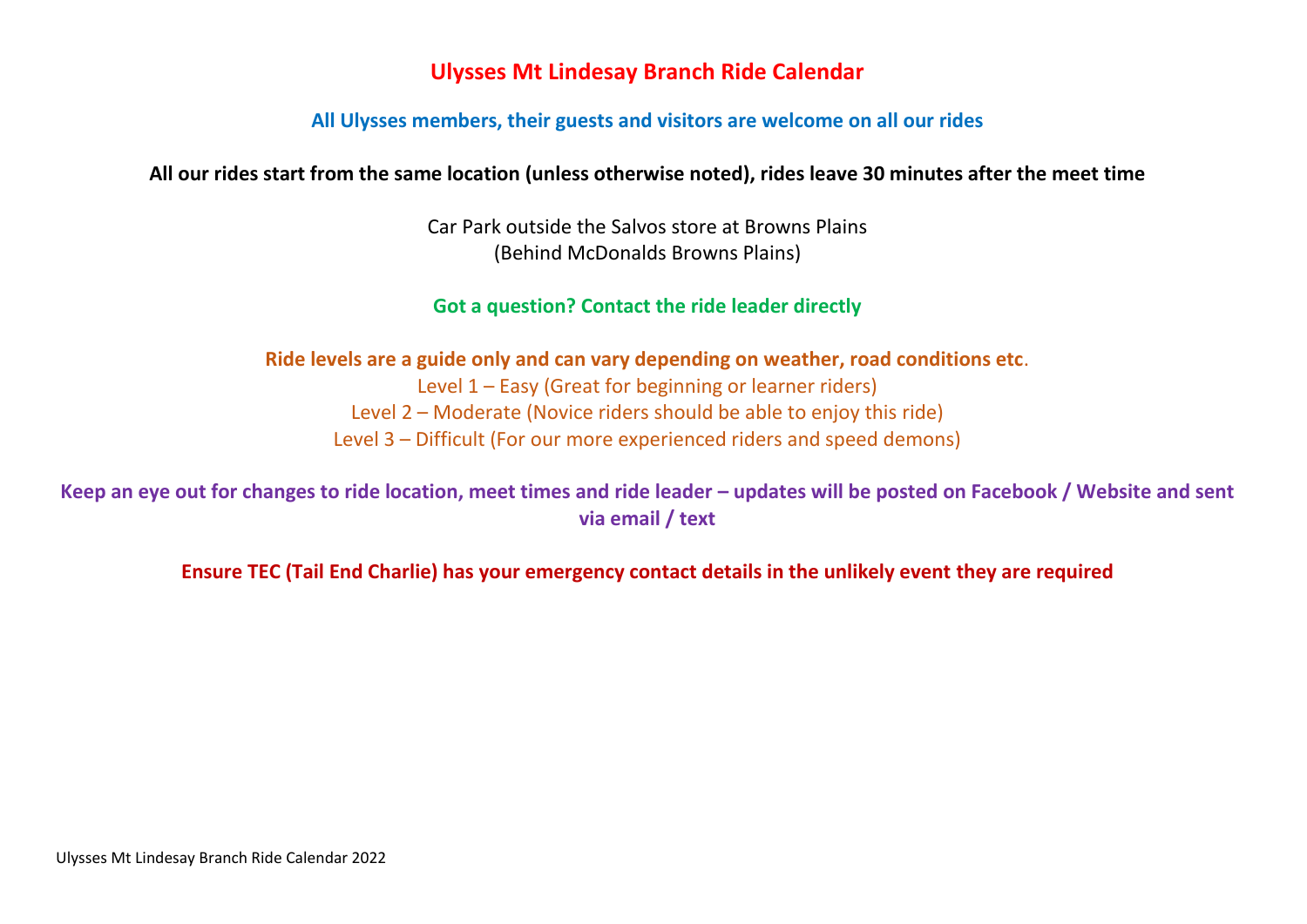# Ulysses Mt Lindesay Branch Ride Calendar

**All Ulysses members, their guests and visitors are welcome on all our rides**

**All our rides start from the same location (unless otherwise noted), rides leave 30 minutes after the meet time**

Car Park outside the Salvos store at Browns Plains
(Behind McDonalds Browns Plains)

**Got a question? Contact the ride leader directly**

**Ride levels are a guide only and can vary depending on weather, road conditions etc**.
Level 1 – Easy (Great for beginning or learner riders)
Level 2 – Moderate (Novice riders should be able to enjoy this ride)
Level 3 – Difficult (For our more experienced riders and speed demons)

**Keep an eye out for changes to ride location, meet times and ride leader – updates will be posted on Facebook / Website and sent via email / text**

**Ensure TEC (Tail End Charlie) has your emergency contact details in the unlikely event they are required**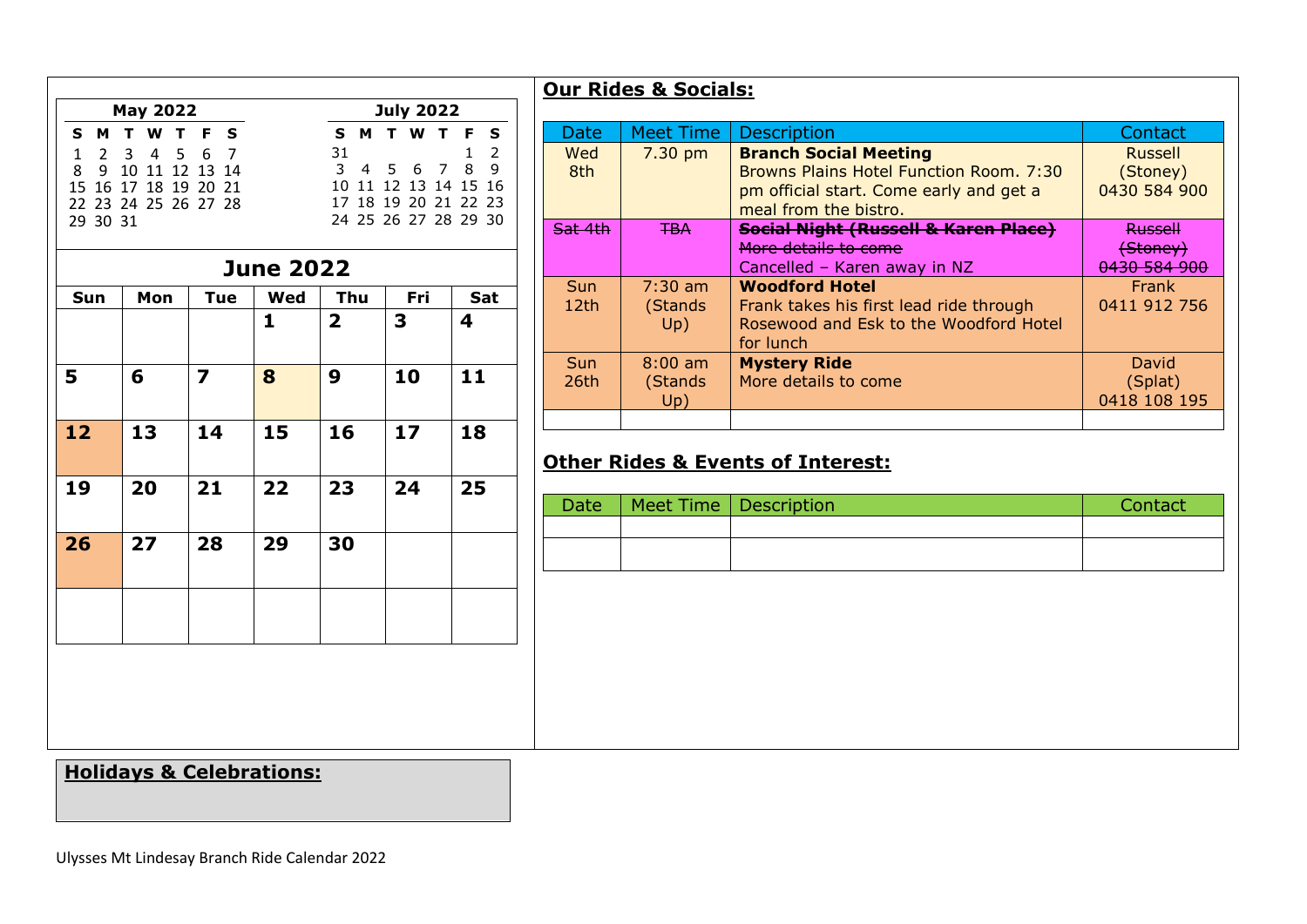**May 2022**

| S | M | T | W | T | F | S |
|---|---|---|---|---|---|---|
| 1 | 2 | 3 | 4 | 5 | 6 | 7 |
| 8 | 9 | 10 | 11 | 12 | 13 | 14 |
| 15 | 16 | 17 | 18 | 19 | 20 | 21 |
| 22 | 23 | 24 | 25 | 26 | 27 | 28 |
| 29 | 30 | 31 | | | | |

**July 2022**

| S | M | T | W | T | F | S |
|---|---|---|---|---|---|---|
| 31 | | | | | 1 | 2 |
| 3 | 4 | 5 | 6 | 7 | 8 | 9 |
| 10 | 11 | 12 | 13 | 14 | 15 | 16 |
| 17 | 18 | 19 | 20 | 21 | 22 | 23 |
| 24 | 25 | 26 | 27 | 28 | 29 | 30 |

## June 2022

| Sun | Mon | Tue | Wed | Thu | Fri | Sat |
|---|---|---|---|---|---|---|
| | | | 1 | 2 | 3 | 4 |
| 5 | 6 | 7 | 8 | 9 | 10 | 11 |
| 12 | 13 | 14 | 15 | 16 | 17 | 18 |
| 19 | 20 | 21 | 22 | 23 | 24 | 25 |
| 26 | 27 | 28 | 29 | 30 | | |
| | | | | | | |

## Our Rides & Socials:

| Date | Meet Time | Description | Contact |
|---|---|---|---|
| Wed 8th | 7.30 pm | **Branch Social Meeting** Browns Plains Hotel Function Room. 7:30 pm official start. Come early and get a meal from the bistro. | Russell (Stoney) 0430 584 900 |
| ~~Sat 4th~~ | ~~TBA~~ | ~~**Social Night (Russell & Karen Place)**~~ ~~More details to come~~ Cancelled – Karen away in NZ | ~~Russell (Stoney) 0430 584 900~~ |
| Sun 12th | 7:30 am (Stands Up) | **Woodford Hotel** Frank takes his first lead ride through Rosewood and Esk to the Woodford Hotel for lunch | Frank 0411 912 756 |
| Sun 26th | 8:00 am (Stands Up) | **Mystery Ride** More details to come | David (Splat) 0418 108 195 |
| | | | |

## Other Rides & Events of Interest:

| Date | Meet Time | Description | Contact |
|---|---|---|---|
| | | | |
| | | | |

## Holidays & Celebrations:

Ulysses Mt Lindesay Branch Ride Calendar 2022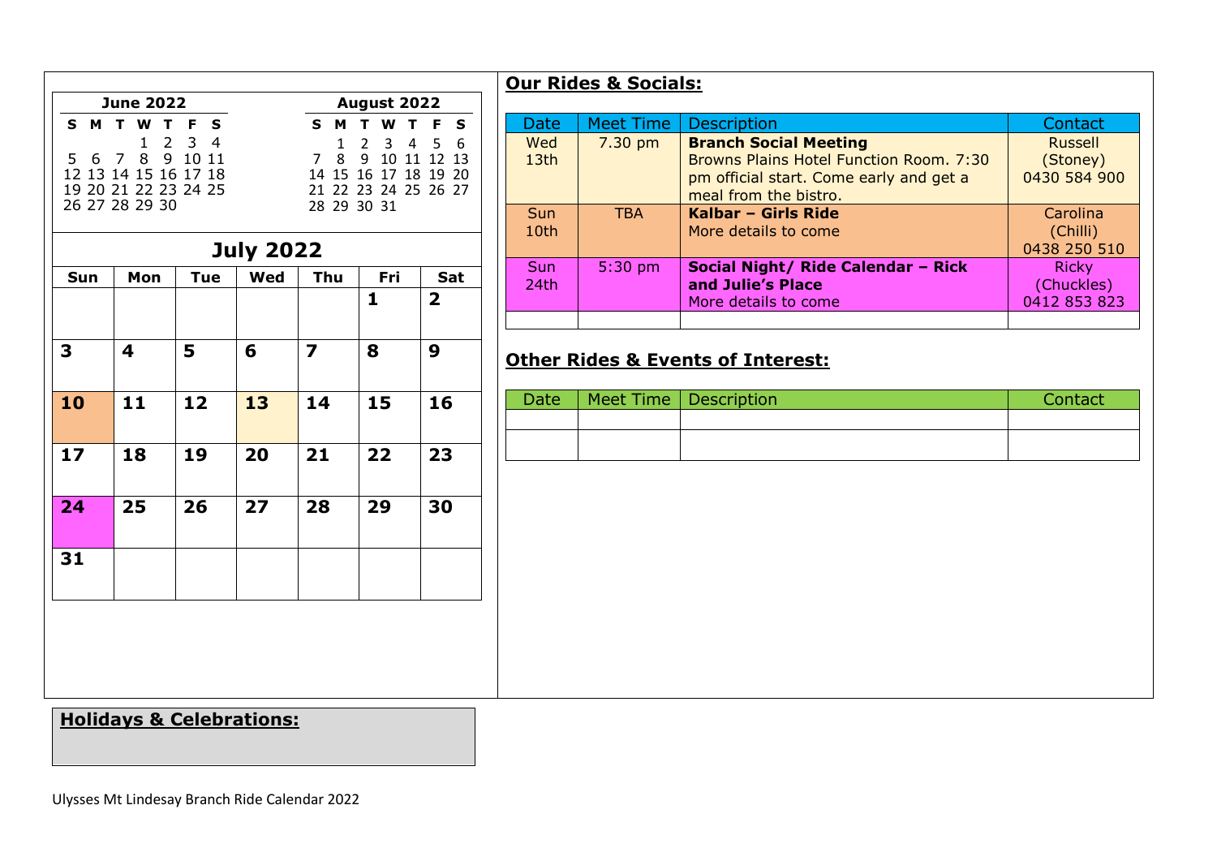**June 2022**

| S | M | T | W | T | F | S |
|---|---|---|---|---|---|---|
| | | | 1 | 2 | 3 | 4 |
| 5 | 6 | 7 | 8 | 9 | 10 | 11 |
| 12 | 13 | 14 | 15 | 16 | 17 | 18 |
| 19 | 20 | 21 | 22 | 23 | 24 | 25 |
| 26 | 27 | 28 | 29 | 30 | | |

**August 2022**

| S | M | T | W | T | F | S |
|---|---|---|---|---|---|---|
| | 1 | 2 | 3 | 4 | 5 | 6 |
| 7 | 8 | 9 | 10 | 11 | 12 | 13 |
| 14 | 15 | 16 | 17 | 18 | 19 | 20 |
| 21 | 22 | 23 | 24 | 25 | 26 | 27 |
| 28 | 29 | 30 | 31 | | | |

## July 2022

| Sun | Mon | Tue | Wed | Thu | Fri | Sat |
|---|---|---|---|---|---|---|
| | | | | | 1 | 2 |
| 3 | 4 | 5 | 6 | 7 | 8 | 9 |
| 10 | 11 | 12 | 13 | 14 | 15 | 16 |
| 17 | 18 | 19 | 20 | 21 | 22 | 23 |
| 24 | 25 | 26 | 27 | 28 | 29 | 30 |
| 31 | | | | | | |

## Our Rides & Socials:

| Date | Meet Time | Description | Contact |
|---|---|---|---|
| Wed 13th | 7.30 pm | **Branch Social Meeting** Browns Plains Hotel Function Room. 7:30 pm official start. Come early and get a meal from the bistro. | Russell (Stoney) 0430 584 900 |
| Sun 10th | TBA | **Kalbar – Girls Ride** More details to come | Carolina (Chilli) 0438 250 510 |
| Sun 24th | 5:30 pm | **Social Night/ Ride Calendar – Rick and Julie's Place** More details to come | Ricky (Chuckles) 0412 853 823 |
| | | | |

## Other Rides & Events of Interest:

| Date | Meet Time | Description | Contact |
|---|---|---|---|
| | | | |
| | | | |

## Holidays & Celebrations: